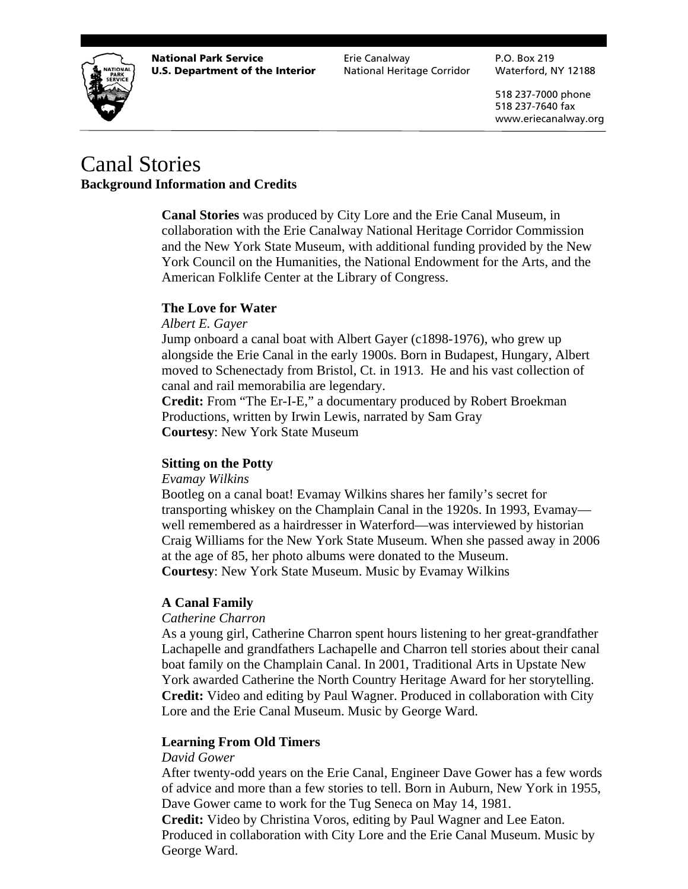National Park Service
U.S. Department of the Interior

Erie Canalway
National Heritage Corridor

P.O. Box 219
Waterford, NY 12188

518 237-7000 phone
518 237-7640 fax
www.eriecanalway.org

# Canal Stories

## Background Information and Credits

**Canal Stories** was produced by City Lore and the Erie Canal Museum, in collaboration with the Erie Canalway National Heritage Corridor Commission and the New York State Museum, with additional funding provided by the New York Council on the Humanities, the National Endowment for the Arts, and the American Folklife Center at the Library of Congress.

### The Love for Water

*Albert E. Gayer*

Jump onboard a canal boat with Albert Gayer (c1898-1976), who grew up alongside the Erie Canal in the early 1900s. Born in Budapest, Hungary, Albert moved to Schenectady from Bristol, Ct. in 1913. He and his vast collection of canal and rail memorabilia are legendary.

**Credit:** From "The Er-I-E," a documentary produced by Robert Broekman Productions, written by Irwin Lewis, narrated by Sam Gray

**Courtesy**: New York State Museum

### Sitting on the Potty

*Evamay Wilkins*

Bootleg on a canal boat! Evamay Wilkins shares her family's secret for transporting whiskey on the Champlain Canal in the 1920s. In 1993, Evamay—well remembered as a hairdresser in Waterford—was interviewed by historian Craig Williams for the New York State Museum. When she passed away in 2006 at the age of 85, her photo albums were donated to the Museum.

**Courtesy**: New York State Museum. Music by Evamay Wilkins

### A Canal Family

*Catherine Charron*

As a young girl, Catherine Charron spent hours listening to her great-grandfather Lachapelle and grandfathers Lachapelle and Charron tell stories about their canal boat family on the Champlain Canal. In 2001, Traditional Arts in Upstate New York awarded Catherine the North Country Heritage Award for her storytelling.

**Credit:** Video and editing by Paul Wagner. Produced in collaboration with City Lore and the Erie Canal Museum. Music by George Ward.

### Learning From Old Timers

*David Gower*

After twenty-odd years on the Erie Canal, Engineer Dave Gower has a few words of advice and more than a few stories to tell. Born in Auburn, New York in 1955, Dave Gower came to work for the Tug Seneca on May 14, 1981.

**Credit:** Video by Christina Voros, editing by Paul Wagner and Lee Eaton. Produced in collaboration with City Lore and the Erie Canal Museum. Music by George Ward.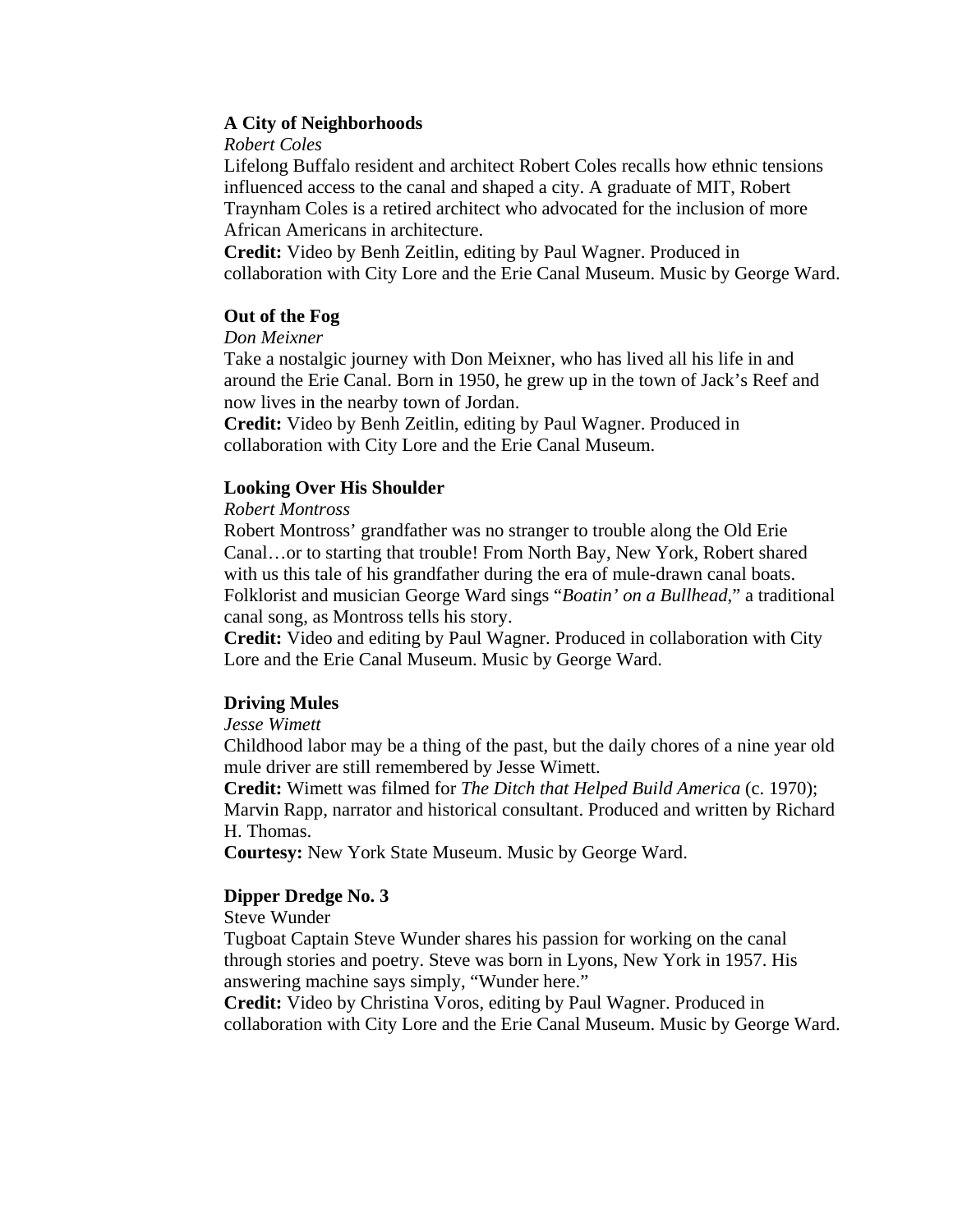**A City of Neighborhoods**

*Robert Coles*

Lifelong Buffalo resident and architect Robert Coles recalls how ethnic tensions influenced access to the canal and shaped a city. A graduate of MIT, Robert Traynham Coles is a retired architect who advocated for the inclusion of more African Americans in architecture.

**Credit:** Video by Benh Zeitlin, editing by Paul Wagner. Produced in collaboration with City Lore and the Erie Canal Museum. Music by George Ward.

**Out of the Fog**

*Don Meixner*

Take a nostalgic journey with Don Meixner, who has lived all his life in and around the Erie Canal. Born in 1950, he grew up in the town of Jack's Reef and now lives in the nearby town of Jordan.

**Credit:** Video by Benh Zeitlin, editing by Paul Wagner. Produced in collaboration with City Lore and the Erie Canal Museum.

**Looking Over His Shoulder**

*Robert Montross*

Robert Montross' grandfather was no stranger to trouble along the Old Erie Canal…or to starting that trouble! From North Bay, New York, Robert shared with us this tale of his grandfather during the era of mule-drawn canal boats. Folklorist and musician George Ward sings "*Boatin' on a Bullhead*," a traditional canal song, as Montross tells his story.

**Credit:** Video and editing by Paul Wagner. Produced in collaboration with City Lore and the Erie Canal Museum. Music by George Ward.

**Driving Mules**

*Jesse Wimett*

Childhood labor may be a thing of the past, but the daily chores of a nine year old mule driver are still remembered by Jesse Wimett.

**Credit:** Wimett was filmed for *The Ditch that Helped Build America* (c. 1970); Marvin Rapp, narrator and historical consultant. Produced and written by Richard H. Thomas.

**Courtesy:** New York State Museum. Music by George Ward.

**Dipper Dredge No. 3**

Steve Wunder

Tugboat Captain Steve Wunder shares his passion for working on the canal through stories and poetry. Steve was born in Lyons, New York in 1957. His answering machine says simply, "Wunder here."

**Credit:** Video by Christina Voros, editing by Paul Wagner. Produced in collaboration with City Lore and the Erie Canal Museum. Music by George Ward.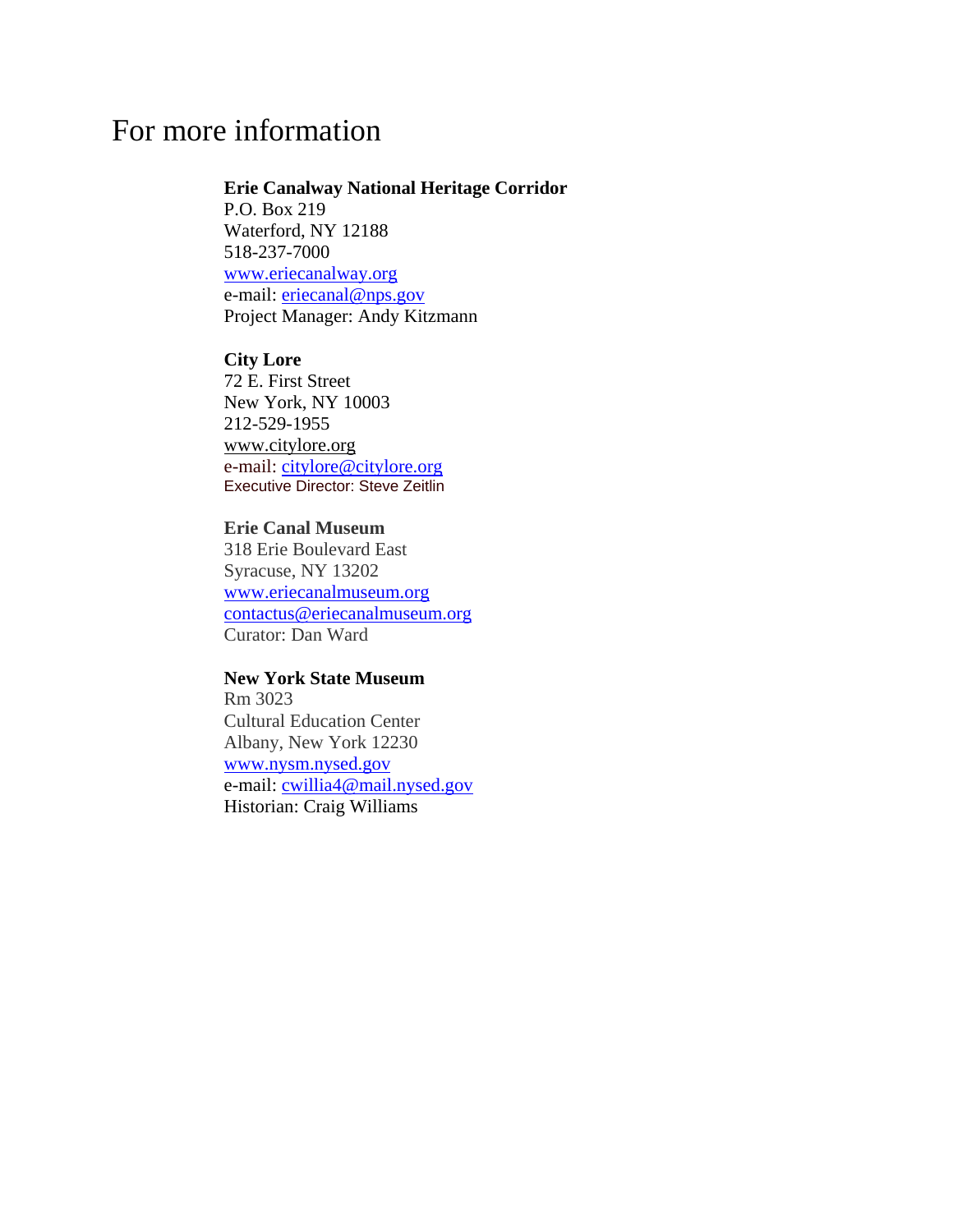# For more information

**Erie Canalway National Heritage Corridor**
P.O. Box 219
Waterford, NY 12188
518-237-7000
www.eriecanalway.org
e-mail: eriecanal@nps.gov
Project Manager: Andy Kitzmann

**City Lore**
72 E. First Street
New York, NY 10003
212-529-1955
www.citylore.org
e-mail: citylore@citylore.org
Executive Director: Steve Zeitlin

**Erie Canal Museum**
318 Erie Boulevard East
Syracuse, NY 13202
www.eriecanalmuseum.org
contactus@eriecanalmuseum.org
Curator: Dan Ward

**New York State Museum**
Rm 3023
Cultural Education Center
Albany, New York 12230
www.nysm.nysed.gov
e-mail: cwillia4@mail.nysed.gov
Historian: Craig Williams